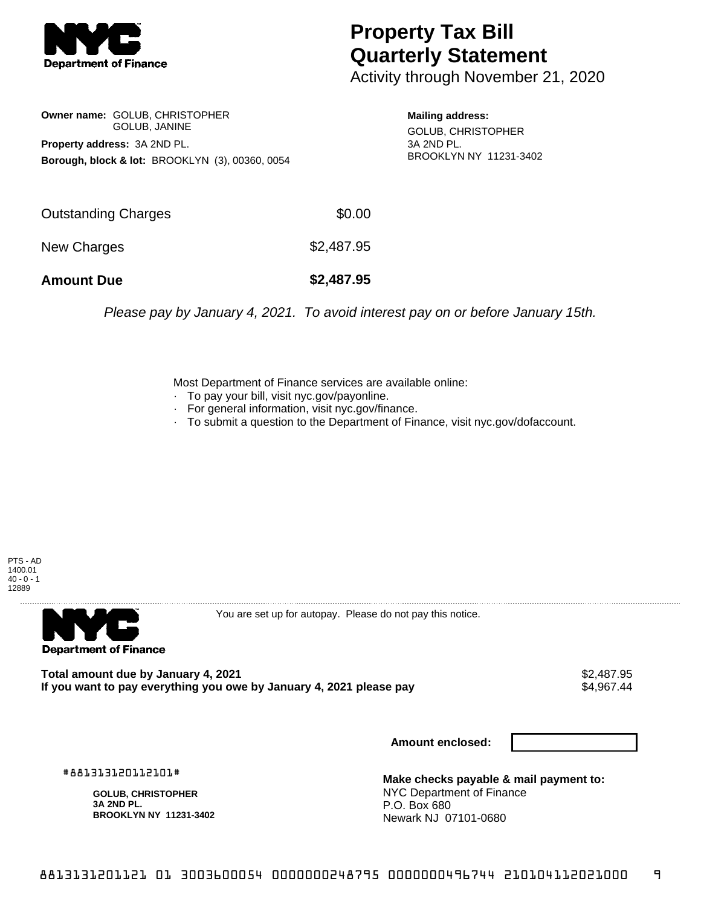**NYC Department of Finance**

# Property Tax Bill Quarterly Statement

Activity through November 21, 2020

**Owner name:** GOLUB, CHRISTOPHER
GOLUB, JANINE

**Property address:** 3A 2ND PL.

**Borough, block & lot:** BROOKLYN (3), 00360, 0054

**Mailing address:**
GOLUB, CHRISTOPHER
3A 2ND PL.
BROOKLYN NY 11231-3402

| | |
|---|---|
| Outstanding Charges | $0.00 |
| New Charges | $2,487.95 |
| **Amount Due** | **$2,487.95** |

*Please pay by January 4, 2021. To avoid interest pay on or before January 15th.*

Most Department of Finance services are available online:

- To pay your bill, visit nyc.gov/payonline.
- For general information, visit nyc.gov/finance.
- To submit a question to the Department of Finance, visit nyc.gov/dofaccount.

PTS - AD
1400.01
40 - 0 - 1
12889

---

**NYC Department of Finance**

You are set up for autopay. Please do not pay this notice.

**Total amount due by January 4, 2021** $2,487.95

**If you want to pay everything you owe by January 4, 2021 please pay** $4,967.44

**Amount enclosed:**

#881313120112101#

**GOLUB, CHRISTOPHER**
**3A 2ND PL.**
**BROOKLYN NY 11231-3402**

**Make checks payable & mail payment to:**
NYC Department of Finance
P.O. Box 680
Newark NJ 07101-0680

8813131201121 01 3003600054 0000000248795 0000000496744 210104112021000 9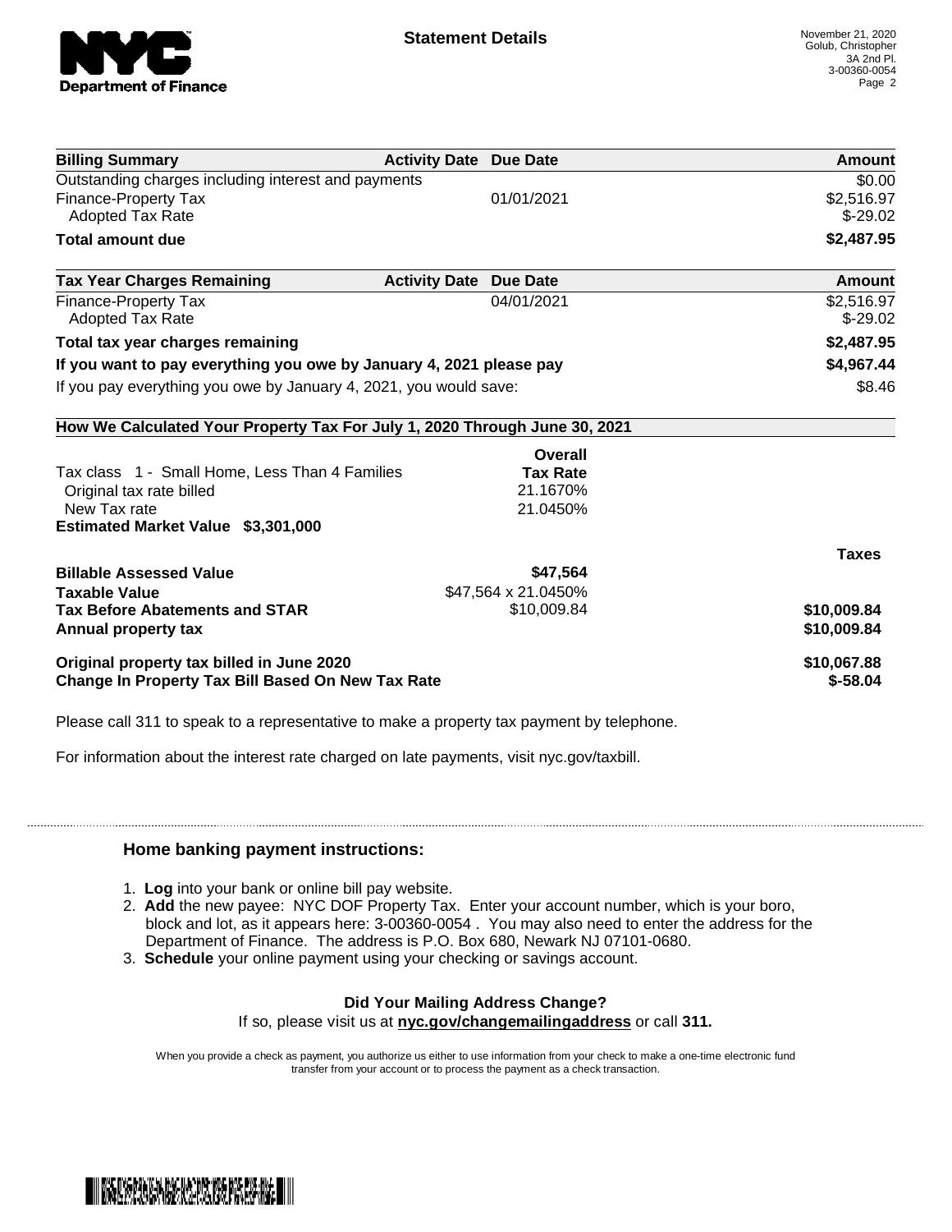## Statement Details

November 21, 2020
Golub, Christopher
3A 2nd Pl.
3-00360-0054

| Billing Summary | Activity Date | Due Date | Amount |
|---|---|---|---|
| Outstanding charges including interest and payments | | | $0.00 |
| Finance-Property Tax | | 01/01/2021 | $2,516.97 |
| Adopted Tax Rate | | | $-29.02 |
| **Total amount due** | | | **$2,487.95** |

| Tax Year Charges Remaining | Activity Date | Due Date | Amount |
|---|---|---|---|
| Finance-Property Tax | | 04/01/2021 | $2,516.97 |
| Adopted Tax Rate | | | $-29.02 |
| **Total tax year charges remaining** | | | **$2,487.95** |
| **If you want to pay everything you owe by January 4, 2021 please pay** | | | **$4,967.44** |
| If you pay everything you owe by January 4, 2021, you would save: | | | $8.46 |

**How We Calculated Your Property Tax For July 1, 2020 Through June 30, 2021**

| | Overall Tax Rate | |
|---|---|---|
| Tax class 1 - Small Home, Less Than 4 Families | | |
| Original tax rate billed | 21.1670% | |
| New Tax rate | 21.0450% | |
| **Estimated Market Value $3,301,000** | | |
| | | **Taxes** |
| **Billable Assessed Value** | **$47,564** | |
| **Taxable Value** | $47,564 x 21.0450% | |
| **Tax Before Abatements and STAR** | $10,009.84 | **$10,009.84** |
| **Annual property tax** | | **$10,009.84** |
| **Original property tax billed in June 2020** | | **$10,067.88** |
| **Change In Property Tax Bill Based On New Tax Rate** | | **$-58.04** |

Please call 311 to speak to a representative to make a property tax payment by telephone.

For information about the interest rate charged on late payments, visit nyc.gov/taxbill.

### Home banking payment instructions:

1. **Log** into your bank or online bill pay website.
2. **Add** the new payee: NYC DOF Property Tax. Enter your account number, which is your boro, block and lot, as it appears here: 3-00360-0054 . You may also need to enter the address for the Department of Finance. The address is P.O. Box 680, Newark NJ 07101-0680.
3. **Schedule** your online payment using your checking or savings account.

**Did Your Mailing Address Change?**
If so, please visit us at **nyc.gov/changemailingaddress** or call **311.**

When you provide a check as payment, you authorize us either to use information from your check to make a one-time electronic fund transfer from your account or to process the payment as a check transaction.